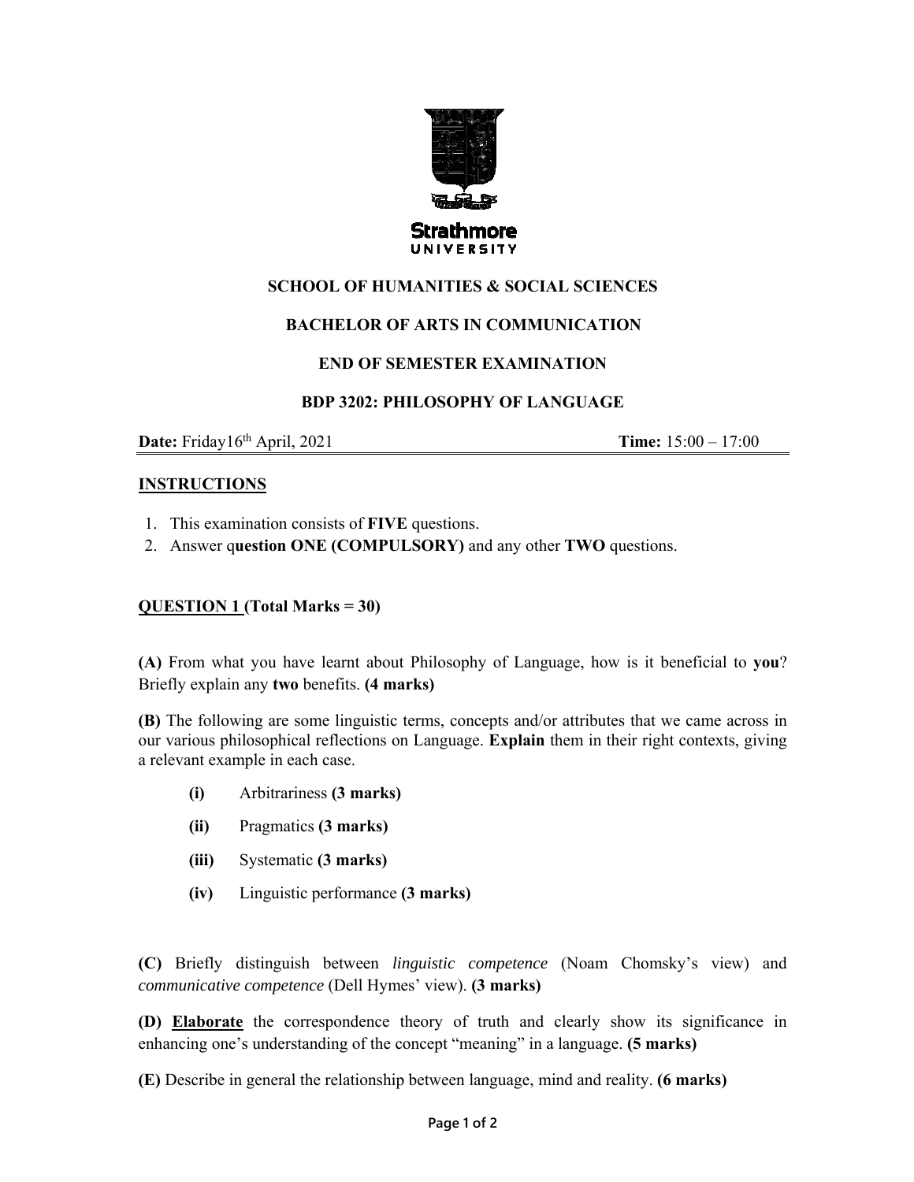Strathmore
UNIVERSITY

**SCHOOL OF HUMANITIES & SOCIAL SCIENCES**

**BACHELOR OF ARTS IN COMMUNICATION**

**END OF SEMESTER EXAMINATION**

**BDP 3202: PHILOSOPHY OF LANGUAGE**

**Date:** Friday16th April, 2021 **Time:** 15:00 – 17:00

## INSTRUCTIONS

1. This examination consists of **FIVE** questions.
2. Answer q**uestion ONE (COMPULSORY)** and any other **TWO** questions.

## QUESTION 1 (Total Marks = 30)

**(A)** From what you have learnt about Philosophy of Language, how is it beneficial to **you**? Briefly explain any **two** benefits. **(4 marks)**

**(B)** The following are some linguistic terms, concepts and/or attributes that we came across in our various philosophical reflections on Language. **Explain** them in their right contexts, giving a relevant example in each case.

- **(i)** Arbitrariness **(3 marks)**
- **(ii)** Pragmatics **(3 marks)**
- **(iii)** Systematic **(3 marks)**
- **(iv)** Linguistic performance **(3 marks)**

**(C)** Briefly distinguish between *linguistic competence* (Noam Chomsky's view) and *communicative competence* (Dell Hymes' view). **(3 marks)**

**(D)** **Elaborate** the correspondence theory of truth and clearly show its significance in enhancing one's understanding of the concept "meaning" in a language. **(5 marks)**

**(E)** Describe in general the relationship between language, mind and reality. **(6 marks)**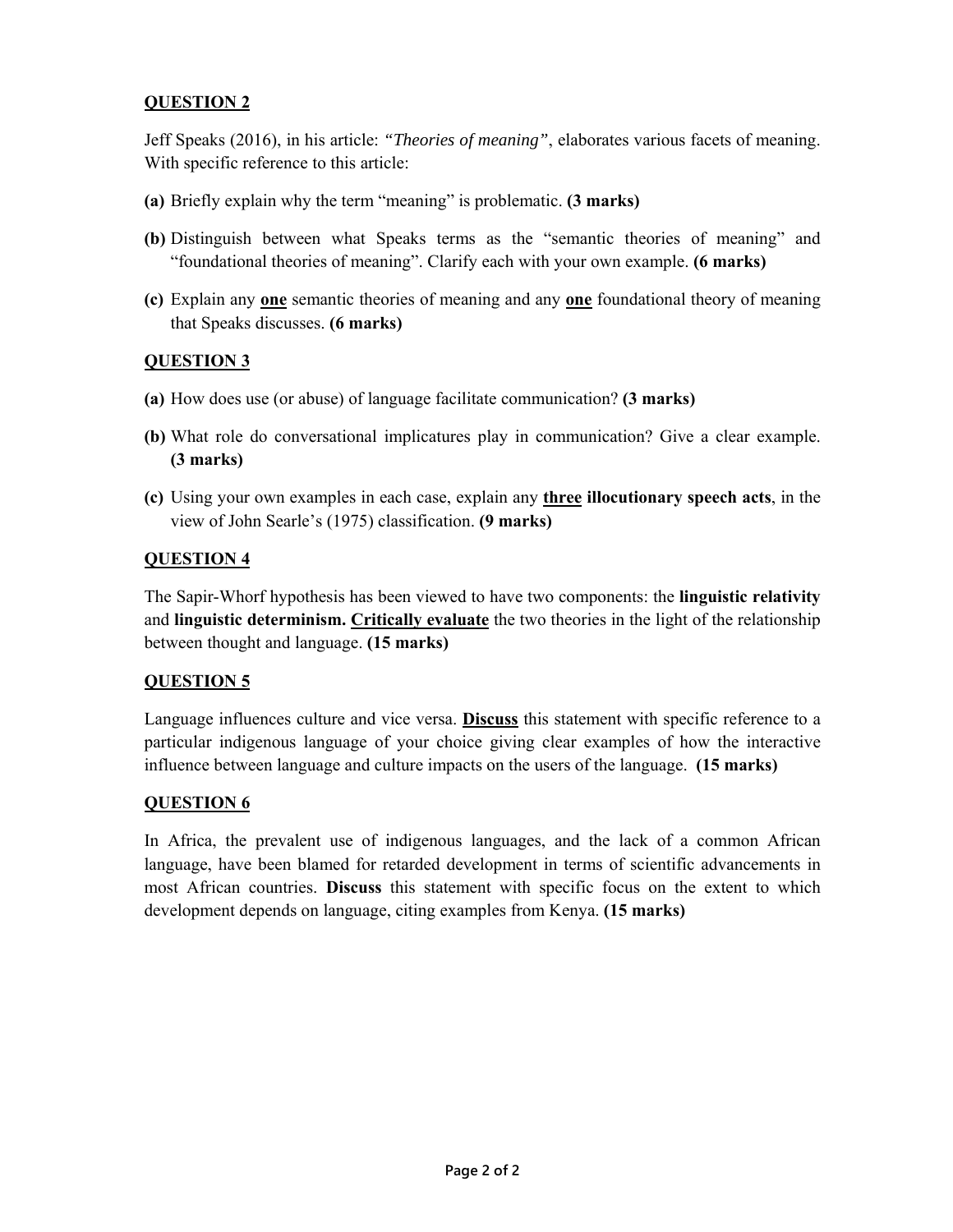**QUESTION 2**

Jeff Speaks (2016), in his article: *"Theories of meaning"*, elaborates various facets of meaning. With specific reference to this article:

**(a)** Briefly explain why the term "meaning" is problematic. **(3 marks)**

**(b)** Distinguish between what Speaks terms as the "semantic theories of meaning" and "foundational theories of meaning". Clarify each with your own example. **(6 marks)**

**(c)** Explain any **one** semantic theories of meaning and any **one** foundational theory of meaning that Speaks discusses. **(6 marks)**

**QUESTION 3**

**(a)** How does use (or abuse) of language facilitate communication? **(3 marks)**

**(b)** What role do conversational implicatures play in communication? Give a clear example. **(3 marks)**

**(c)** Using your own examples in each case, explain any **three** **illocutionary speech acts**, in the view of John Searle's (1975) classification. **(9 marks)**

**QUESTION 4**

The Sapir-Whorf hypothesis has been viewed to have two components: the **linguistic relativity** and **linguistic determinism.** **Critically evaluate** the two theories in the light of the relationship between thought and language. **(15 marks)**

**QUESTION 5**

Language influences culture and vice versa. **Discuss** this statement with specific reference to a particular indigenous language of your choice giving clear examples of how the interactive influence between language and culture impacts on the users of the language. **(15 marks)**

**QUESTION 6**

In Africa, the prevalent use of indigenous languages, and the lack of a common African language, have been blamed for retarded development in terms of scientific advancements in most African countries. **Discuss** this statement with specific focus on the extent to which development depends on language, citing examples from Kenya. **(15 marks)**